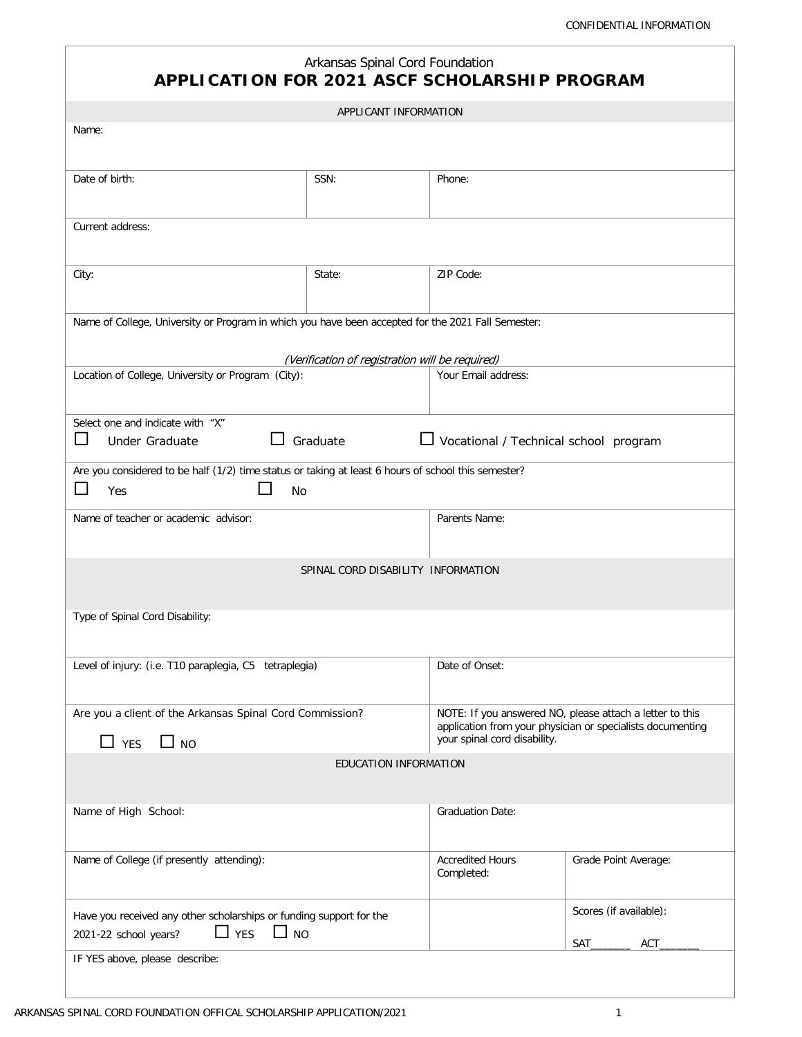CONFIDENTIAL INFORMATION

Arkansas Spinal Cord Foundation

# APPLICATION FOR 2021 ASCF SCHOLARSHIP PROGRAM

## APPLICANT INFORMATION

Name:

| Date of birth: | SSN: | Phone: |
|---|---|---|

Current address:

| City: | State: | ZIP Code: |
|---|---|---|

Name of College, University or Program in which you have been accepted for the 2021 Fall Semester:

*(Verification of registration will be required)*

| Location of College, University or Program (City): | Your Email address: |
|---|---|

Select one and indicate with "X"

☐ Under Graduate ☐ Graduate ☐ Vocational / Technical school program

Are you considered to be half (1/2) time status or taking at least 6 hours of school this semester?

☐ Yes ☐ No

| Name of teacher or academic advisor: | Parents Name: |
|---|---|

## SPINAL CORD DISABILITY INFORMATION

Type of Spinal Cord Disability:

| Level of injury: (i.e. T10 paraplegia, C5 tetraplegia) | Date of Onset: |
|---|---|
| Are you a client of the Arkansas Spinal Cord Commission? ☐ YES ☐ NO | NOTE: If you answered NO, please attach a letter to this application from your physician or specialists documenting your spinal cord disability. |

## EDUCATION INFORMATION

| Name of High School: | Graduation Date: | |
|---|---|---|
| Name of College (if presently attending): | Accredited Hours Completed: | Grade Point Average: |
| Have you received any other scholarships or funding support for the 2021-22 school years? ☐ YES ☐ NO | | Scores (if available): SAT______ ACT______ |

IF YES above, please describe: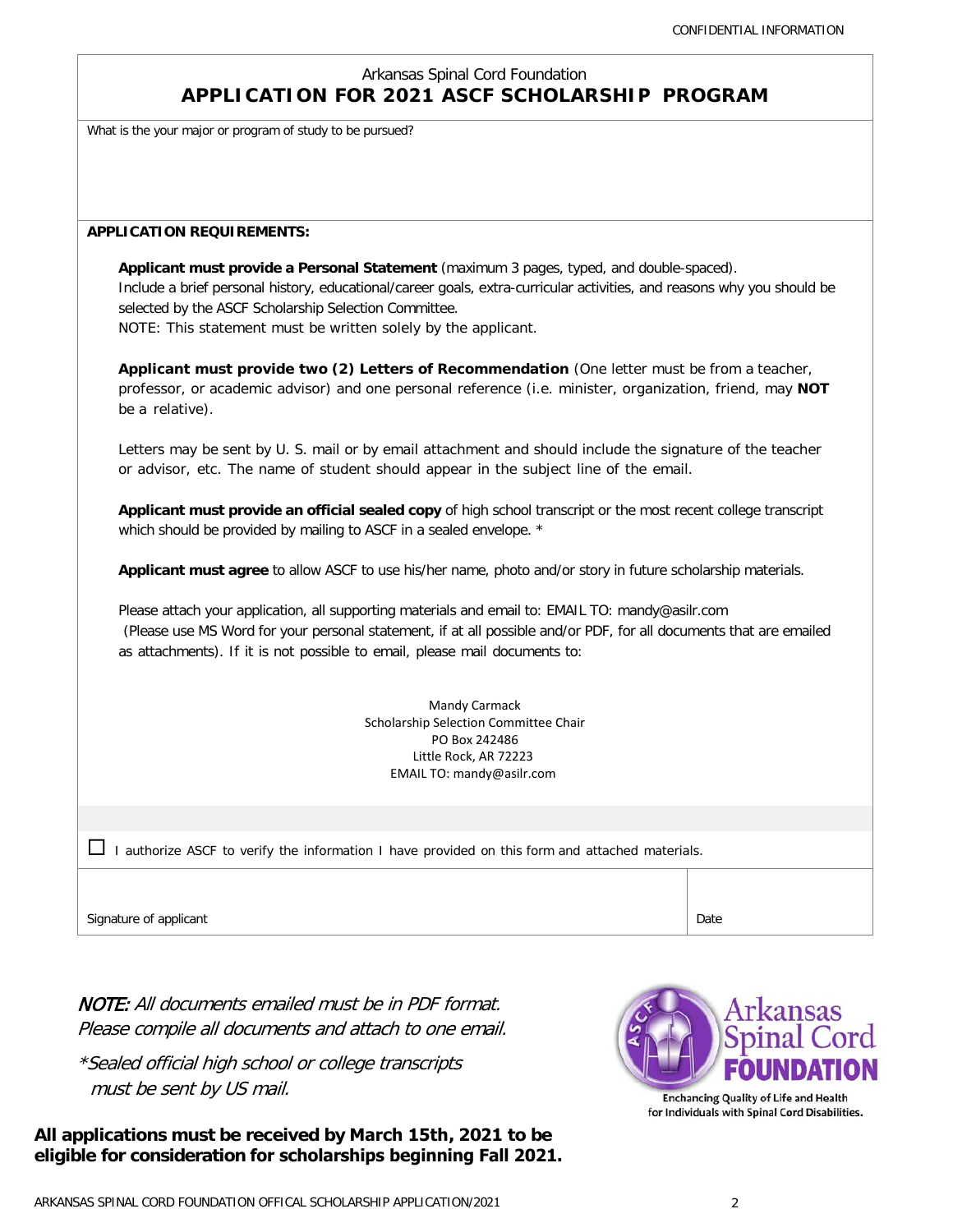CONFIDENTIAL INFORMATION

Arkansas Spinal Cord Foundation

## APPLICATION FOR 2021 ASCF SCHOLARSHIP PROGRAM

What is the your major or program of study to be pursued?

**APPLICATION REQUIREMENTS:**

**Applicant must provide a Personal Statement** (maximum 3 pages, typed, and double-spaced). Include a brief personal history, educational/career goals, extra-curricular activities, and reasons why you should be selected by the ASCF Scholarship Selection Committee.
NOTE: This statement must be written solely by the applicant.

**Applicant must provide two (2) Letters of Recommendation** (One letter must be from a teacher, professor, or academic advisor) and one personal reference (i.e. minister, organization, friend, may **NOT** be a relative).

Letters may be sent by U. S. mail or by email attachment and should include the signature of the teacher or advisor, etc. The name of student should appear in the subject line of the email.

**Applicant must provide an official sealed copy** of high school transcript or the most recent college transcript which should be provided by mailing to ASCF in a sealed envelope. *

**Applicant must agree** to allow ASCF to use his/her name, photo and/or story in future scholarship materials.

Please attach your application, all supporting materials and email to: EMAIL TO: mandy@asilr.com
(Please use MS Word for your personal statement, if at all possible and/or PDF, for all documents that are emailed as attachments). If it is not possible to email, please mail documents to:

Mandy Carmack
Scholarship Selection Committee Chair
PO Box 242486
Little Rock, AR 72223
EMAIL TO: mandy@asilr.com

☐ I authorize ASCF to verify the information I have provided on this form and attached materials.

| | |
|---|---|
| Signature of applicant | Date |

*NOTE: All documents emailed must be in PDF format. Please compile all documents and attach to one email.*

*\*Sealed official high school or college transcripts must be sent by US mail.*

Arkansas Spinal Cord FOUNDATION
Enchancing Quality of Life and Health for Individuals with Spinal Cord Disabilities.

**All applications must be received by March 15th, 2021 to be eligible for consideration for scholarships beginning Fall 2021.**